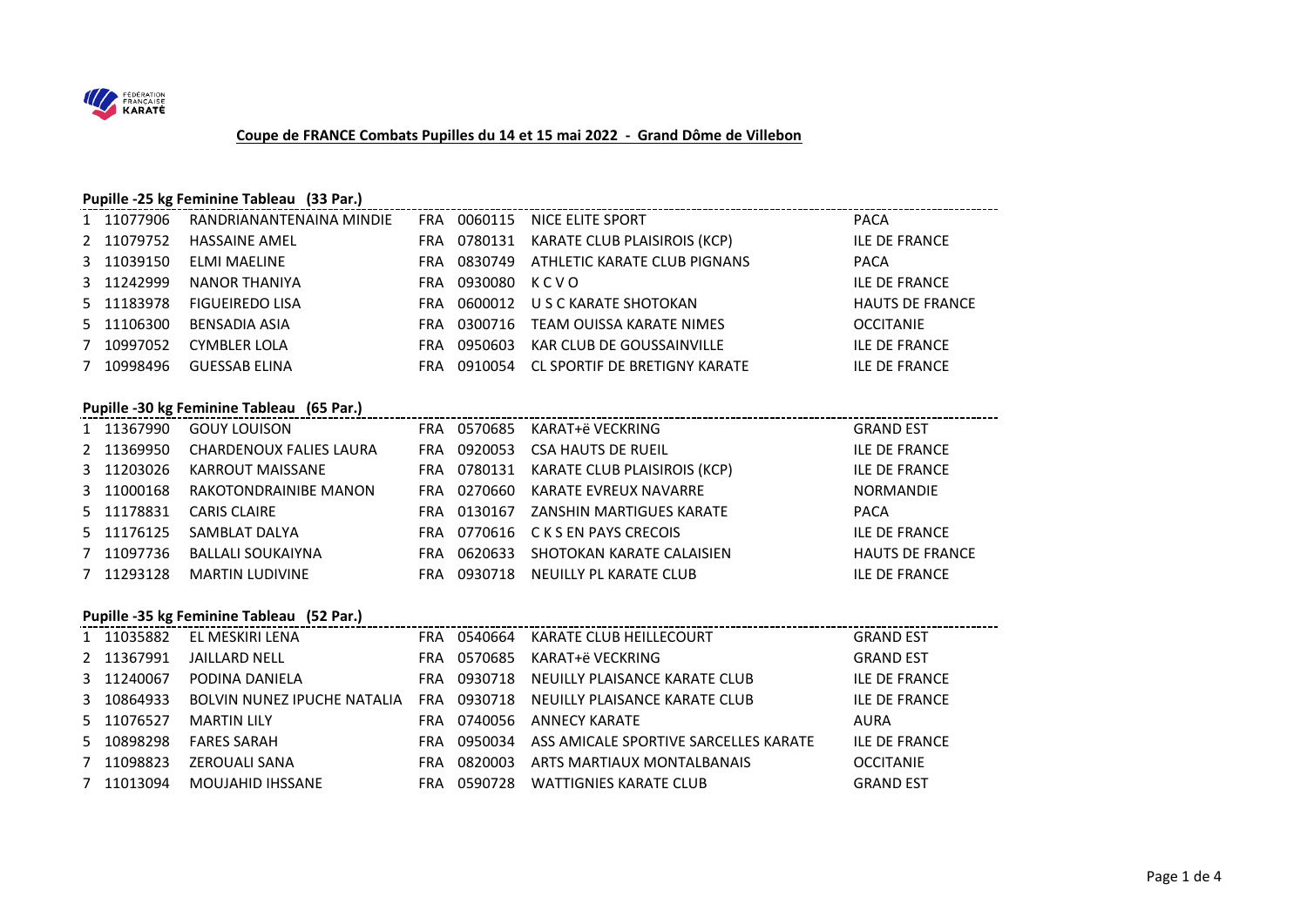# Coupe de FRANCE Combats Pupilles du 14 et 15 mai 2022 - Grand Dôme de Villebon

## Pupille -25 kg Feminine Tableau (33 Par.)

| | | | | | | |
|---|---|---|---|---|---|---|
| 1 | 11077906 | RANDRIANANTENAINA MINDIE | FRA | 0060115 | NICE ELITE SPORT | PACA |
| 2 | 11079752 | HASSAINE AMEL | FRA | 0780131 | KARATE CLUB PLAISIROIS (KCP) | ILE DE FRANCE |
| 3 | 11039150 | ELMI MAELINE | FRA | 0830749 | ATHLETIC KARATE CLUB PIGNANS | PACA |
| 3 | 11242999 | NANOR THANIYA | FRA | 0930080 | K C V O | ILE DE FRANCE |
| 5 | 11183978 | FIGUEIREDO LISA | FRA | 0600012 | U S C KARATE SHOTOKAN | HAUTS DE FRANCE |
| 5 | 11106300 | BENSADIA ASIA | FRA | 0300716 | TEAM OUISSA KARATE NIMES | OCCITANIE |
| 7 | 10997052 | CYMBLER LOLA | FRA | 0950603 | KAR CLUB DE GOUSSAINVILLE | ILE DE FRANCE |
| 7 | 10998496 | GUESSAB ELINA | FRA | 0910054 | CL SPORTIF DE BRETIGNY KARATE | ILE DE FRANCE |

## Pupille -30 kg Feminine Tableau (65 Par.)

| | | | | | | |
|---|---|---|---|---|---|---|
| 1 | 11367990 | GOUY LOUISON | FRA | 0570685 | KARAT+ë VECKRING | GRAND EST |
| 2 | 11369950 | CHARDENOUX FALIES LAURA | FRA | 0920053 | CSA HAUTS DE RUEIL | ILE DE FRANCE |
| 3 | 11203026 | KARROUT MAISSANE | FRA | 0780131 | KARATE CLUB PLAISIROIS (KCP) | ILE DE FRANCE |
| 3 | 11000168 | RAKOTONDRAINIBE MANON | FRA | 0270660 | KARATE EVREUX NAVARRE | NORMANDIE |
| 5 | 11178831 | CARIS CLAIRE | FRA | 0130167 | ZANSHIN MARTIGUES KARATE | PACA |
| 5 | 11176125 | SAMBLAT DALYA | FRA | 0770616 | C K S EN PAYS CRECOIS | ILE DE FRANCE |
| 7 | 11097736 | BALLALI SOUKAIYNA | FRA | 0620633 | SHOTOKAN KARATE CALAISIEN | HAUTS DE FRANCE |
| 7 | 11293128 | MARTIN LUDIVINE | FRA | 0930718 | NEUILLY PL KARATE CLUB | ILE DE FRANCE |

## Pupille -35 kg Feminine Tableau (52 Par.)

| | | | | | | |
|---|---|---|---|---|---|---|
| 1 | 11035882 | EL MESKIRI LENA | FRA | 0540664 | KARATE CLUB HEILLECOURT | GRAND EST |
| 2 | 11367991 | JAILLARD NELL | FRA | 0570685 | KARAT+ë VECKRING | GRAND EST |
| 3 | 11240067 | PODINA DANIELA | FRA | 0930718 | NEUILLY PLAISANCE KARATE CLUB | ILE DE FRANCE |
| 3 | 10864933 | BOLVIN NUNEZ IPUCHE NATALIA | FRA | 0930718 | NEUILLY PLAISANCE KARATE CLUB | ILE DE FRANCE |
| 5 | 11076527 | MARTIN LILY | FRA | 0740056 | ANNECY KARATE | AURA |
| 5 | 10898298 | FARES SARAH | FRA | 0950034 | ASS AMICALE SPORTIVE SARCELLES KARATE | ILE DE FRANCE |
| 7 | 11098823 | ZEROUALI SANA | FRA | 0820003 | ARTS MARTIAUX MONTALBANAIS | OCCITANIE |
| 7 | 11013094 | MOUJAHID IHSSANE | FRA | 0590728 | WATTIGNIES KARATE CLUB | GRAND EST |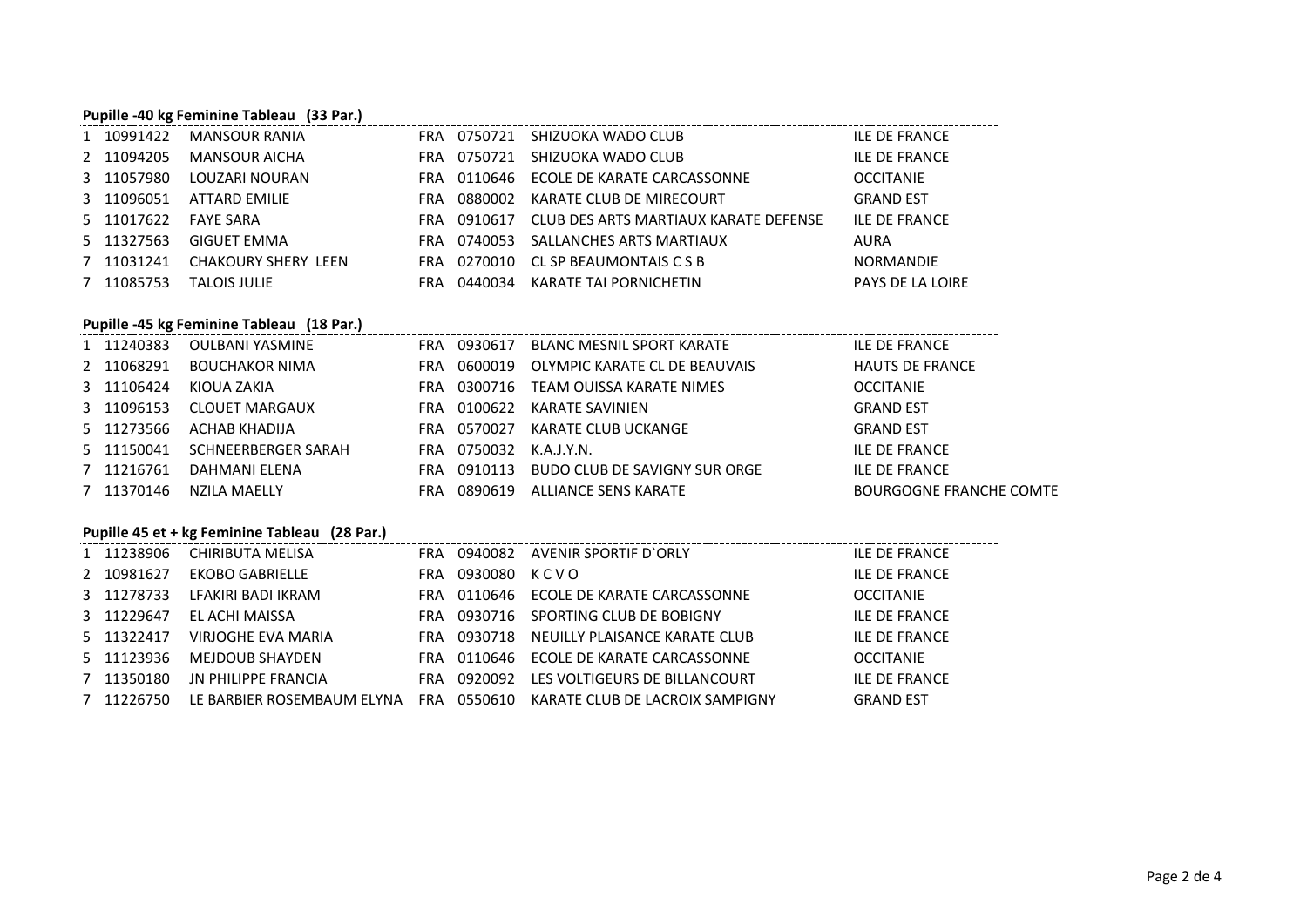**Pupille -40 kg Feminine Tableau (33 Par.)**

| | | | | | | |
|---|---|---|---|---|---|---|
| 1 | 10991422 | MANSOUR RANIA | FRA | 0750721 | SHIZUOKA WADO CLUB | ILE DE FRANCE |
| 2 | 11094205 | MANSOUR AICHA | FRA | 0750721 | SHIZUOKA WADO CLUB | ILE DE FRANCE |
| 3 | 11057980 | LOUZARI NOURAN | FRA | 0110646 | ECOLE DE KARATE CARCASSONNE | OCCITANIE |
| 3 | 11096051 | ATTARD EMILIE | FRA | 0880002 | KARATE CLUB DE MIRECOURT | GRAND EST |
| 5 | 11017622 | FAYE SARA | FRA | 0910617 | CLUB DES ARTS MARTIAUX KARATE DEFENSE | ILE DE FRANCE |
| 5 | 11327563 | GIGUET EMMA | FRA | 0740053 | SALLANCHES ARTS MARTIAUX | AURA |
| 7 | 11031241 | CHAKOURY SHERY LEEN | FRA | 0270010 | CL SP BEAUMONTAIS C S B | NORMANDIE |
| 7 | 11085753 | TALOIS JULIE | FRA | 0440034 | KARATE TAI PORNICHETIN | PAYS DE LA LOIRE |

**Pupille -45 kg Feminine Tableau (18 Par.)**

| | | | | | | |
|---|---|---|---|---|---|---|
| 1 | 11240383 | OULBANI YASMINE | FRA | 0930617 | BLANC MESNIL SPORT KARATE | ILE DE FRANCE |
| 2 | 11068291 | BOUCHAKOR NIMA | FRA | 0600019 | OLYMPIC KARATE CL DE BEAUVAIS | HAUTS DE FRANCE |
| 3 | 11106424 | KIOUA ZAKIA | FRA | 0300716 | TEAM OUISSA KARATE NIMES | OCCITANIE |
| 3 | 11096153 | CLOUET MARGAUX | FRA | 0100622 | KARATE SAVINIEN | GRAND EST |
| 5 | 11273566 | ACHAB KHADIJA | FRA | 0570027 | KARATE CLUB UCKANGE | GRAND EST |
| 5 | 11150041 | SCHNEERBERGER SARAH | FRA | 0750032 | K.A.J.Y.N. | ILE DE FRANCE |
| 7 | 11216761 | DAHMANI ELENA | FRA | 0910113 | BUDO CLUB DE SAVIGNY SUR ORGE | ILE DE FRANCE |
| 7 | 11370146 | NZILA MAELLY | FRA | 0890619 | ALLIANCE SENS KARATE | BOURGOGNE FRANCHE COMTE |

**Pupille 45 et + kg Feminine Tableau (28 Par.)**

| | | | | | | |
|---|---|---|---|---|---|---|
| 1 | 11238906 | CHIRIBUTA MELISA | FRA | 0940082 | AVENIR SPORTIF D`ORLY | ILE DE FRANCE |
| 2 | 10981627 | EKOBO GABRIELLE | FRA | 0930080 | K C V O | ILE DE FRANCE |
| 3 | 11278733 | LFAKIRI BADI IKRAM | FRA | 0110646 | ECOLE DE KARATE CARCASSONNE | OCCITANIE |
| 3 | 11229647 | EL ACHI MAISSA | FRA | 0930716 | SPORTING CLUB DE BOBIGNY | ILE DE FRANCE |
| 5 | 11322417 | VIRJOGHE EVA MARIA | FRA | 0930718 | NEUILLY PLAISANCE KARATE CLUB | ILE DE FRANCE |
| 5 | 11123936 | MEJDOUB SHAYDEN | FRA | 0110646 | ECOLE DE KARATE CARCASSONNE | OCCITANIE |
| 7 | 11350180 | JN PHILIPPE FRANCIA | FRA | 0920092 | LES VOLTIGEURS DE BILLANCOURT | ILE DE FRANCE |
| 7 | 11226750 | LE BARBIER ROSEMBAUM ELYNA | FRA | 0550610 | KARATE CLUB DE LACROIX SAMPIGNY | GRAND EST |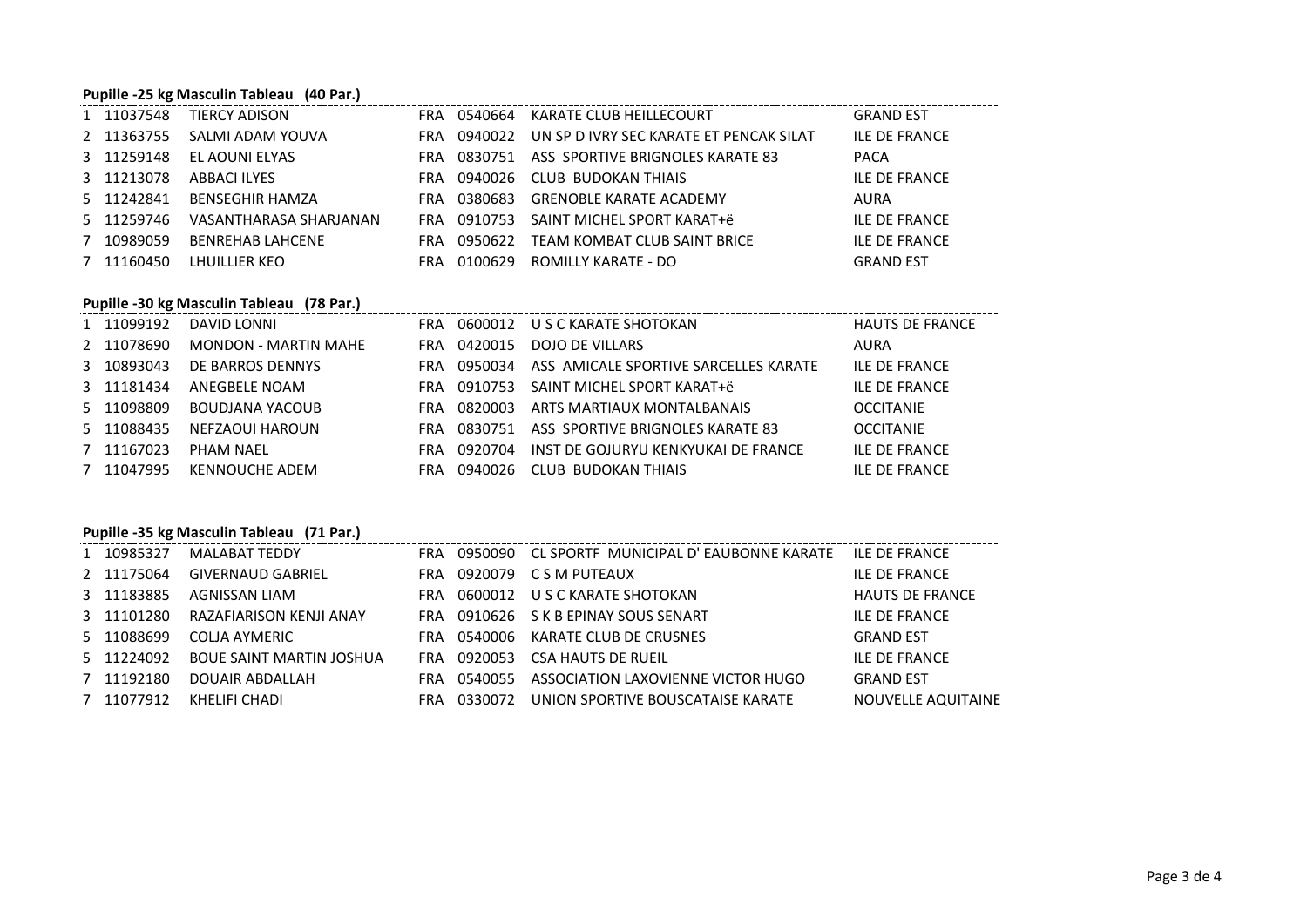**Pupille -25 kg Masculin Tableau (40 Par.)**

| | | | | | | |
|---|---|---|---|---|---|---|
| 1 | 11037548 | TIERCY ADISON | FRA | 0540664 | KARATE CLUB HEILLECOURT | GRAND EST |
| 2 | 11363755 | SALMI ADAM YOUVA | FRA | 0940022 | UN SP D IVRY SEC KARATE ET PENCAK SILAT | ILE DE FRANCE |
| 3 | 11259148 | EL AOUNI ELYAS | FRA | 0830751 | ASS SPORTIVE BRIGNOLES KARATE 83 | PACA |
| 3 | 11213078 | ABBACI ILYES | FRA | 0940026 | CLUB BUDOKAN THIAIS | ILE DE FRANCE |
| 5 | 11242841 | BENSEGHIR HAMZA | FRA | 0380683 | GRENOBLE KARATE ACADEMY | AURA |
| 5 | 11259746 | VASANTHARASA SHARJANAN | FRA | 0910753 | SAINT MICHEL SPORT KARAT+ë | ILE DE FRANCE |
| 7 | 10989059 | BENREHAB LAHCENE | FRA | 0950622 | TEAM KOMBAT CLUB SAINT BRICE | ILE DE FRANCE |
| 7 | 11160450 | LHUILLIER KEO | FRA | 0100629 | ROMILLY KARATE - DO | GRAND EST |

**Pupille -30 kg Masculin Tableau (78 Par.)**

| | | | | | | |
|---|---|---|---|---|---|---|
| 1 | 11099192 | DAVID LONNI | FRA | 0600012 | U S C KARATE SHOTOKAN | HAUTS DE FRANCE |
| 2 | 11078690 | MONDON - MARTIN MAHE | FRA | 0420015 | DOJO DE VILLARS | AURA |
| 3 | 10893043 | DE BARROS DENNYS | FRA | 0950034 | ASS AMICALE SPORTIVE SARCELLES KARATE | ILE DE FRANCE |
| 3 | 11181434 | ANEGBELE NOAM | FRA | 0910753 | SAINT MICHEL SPORT KARAT+ë | ILE DE FRANCE |
| 5 | 11098809 | BOUDJANA YACOUB | FRA | 0820003 | ARTS MARTIAUX MONTALBANAIS | OCCITANIE |
| 5 | 11088435 | NEFZAOUI HAROUN | FRA | 0830751 | ASS SPORTIVE BRIGNOLES KARATE 83 | OCCITANIE |
| 7 | 11167023 | PHAM NAEL | FRA | 0920704 | INST DE GOJURYU KENKYUKAI DE FRANCE | ILE DE FRANCE |
| 7 | 11047995 | KENNOUCHE ADEM | FRA | 0940026 | CLUB BUDOKAN THIAIS | ILE DE FRANCE |

**Pupille -35 kg Masculin Tableau (71 Par.)**

| | | | | | | |
|---|---|---|---|---|---|---|
| 1 | 10985327 | MALABAT TEDDY | FRA | 0950090 | CL SPORTF MUNICIPAL D' EAUBONNE KARATE | ILE DE FRANCE |
| 2 | 11175064 | GIVERNAUD GABRIEL | FRA | 0920079 | C S M PUTEAUX | ILE DE FRANCE |
| 3 | 11183885 | AGNISSAN LIAM | FRA | 0600012 | U S C KARATE SHOTOKAN | HAUTS DE FRANCE |
| 3 | 11101280 | RAZAFIARISON KENJI ANAY | FRA | 0910626 | S K B EPINAY SOUS SENART | ILE DE FRANCE |
| 5 | 11088699 | COLJA AYMERIC | FRA | 0540006 | KARATE CLUB DE CRUSNES | GRAND EST |
| 5 | 11224092 | BOUE SAINT MARTIN JOSHUA | FRA | 0920053 | CSA HAUTS DE RUEIL | ILE DE FRANCE |
| 7 | 11192180 | DOUAIR ABDALLAH | FRA | 0540055 | ASSOCIATION LAXOVIENNE VICTOR HUGO | GRAND EST |
| 7 | 11077912 | KHELIFI CHADI | FRA | 0330072 | UNION SPORTIVE BOUSCATAISE KARATE | NOUVELLE AQUITAINE |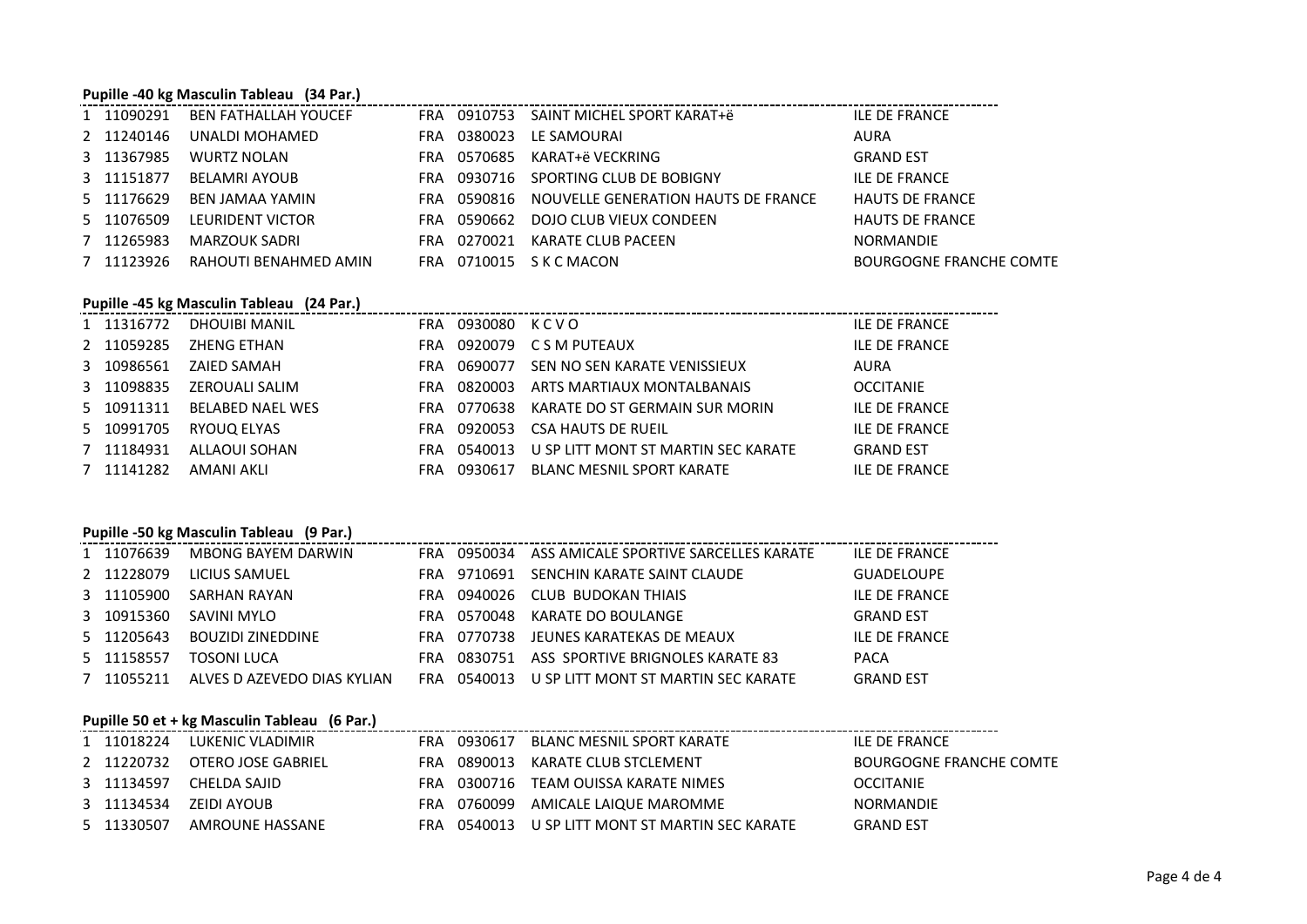**Pupille -40 kg Masculin Tableau (34 Par.)**

| | | | | | | |
|---|---|---|---|---|---|---|
| 1 | 11090291 | BEN FATHALLAH YOUCEF | FRA | 0910753 | SAINT MICHEL SPORT KARAT+ë | ILE DE FRANCE |
| 2 | 11240146 | UNALDI MOHAMED | FRA | 0380023 | LE SAMOURAI | AURA |
| 3 | 11367985 | WURTZ NOLAN | FRA | 0570685 | KARAT+ë VECKRING | GRAND EST |
| 3 | 11151877 | BELAMRI AYOUB | FRA | 0930716 | SPORTING CLUB DE BOBIGNY | ILE DE FRANCE |
| 5 | 11176629 | BEN JAMAA YAMIN | FRA | 0590816 | NOUVELLE GENERATION HAUTS DE FRANCE | HAUTS DE FRANCE |
| 5 | 11076509 | LEURIDENT VICTOR | FRA | 0590662 | DOJO CLUB VIEUX CONDEEN | HAUTS DE FRANCE |
| 7 | 11265983 | MARZOUK SADRI | FRA | 0270021 | KARATE CLUB PACEEN | NORMANDIE |
| 7 | 11123926 | RAHOUTI BENAHMED AMIN | FRA | 0710015 | S K C MACON | BOURGOGNE FRANCHE COMTE |

**Pupille -45 kg Masculin Tableau (24 Par.)**

| | | | | | | |
|---|---|---|---|---|---|---|
| 1 | 11316772 | DHOUIBI MANIL | FRA | 0930080 | K C V O | ILE DE FRANCE |
| 2 | 11059285 | ZHENG ETHAN | FRA | 0920079 | C S M PUTEAUX | ILE DE FRANCE |
| 3 | 10986561 | ZAIED SAMAH | FRA | 0690077 | SEN NO SEN KARATE VENISSIEUX | AURA |
| 3 | 11098835 | ZEROUALI SALIM | FRA | 0820003 | ARTS MARTIAUX MONTALBANAIS | OCCITANIE |
| 5 | 10911311 | BELABED NAEL WES | FRA | 0770638 | KARATE DO ST GERMAIN SUR MORIN | ILE DE FRANCE |
| 5 | 10991705 | RYOUQ ELYAS | FRA | 0920053 | CSA HAUTS DE RUEIL | ILE DE FRANCE |
| 7 | 11184931 | ALLAOUI SOHAN | FRA | 0540013 | U SP LITT MONT ST MARTIN SEC KARATE | GRAND EST |
| 7 | 11141282 | AMANI AKLI | FRA | 0930617 | BLANC MESNIL SPORT KARATE | ILE DE FRANCE |

**Pupille -50 kg Masculin Tableau (9 Par.)**

| | | | | | | |
|---|---|---|---|---|---|---|
| 1 | 11076639 | MBONG BAYEM DARWIN | FRA | 0950034 | ASS AMICALE SPORTIVE SARCELLES KARATE | ILE DE FRANCE |
| 2 | 11228079 | LICIUS SAMUEL | FRA | 9710691 | SENCHIN KARATE SAINT CLAUDE | GUADELOUPE |
| 3 | 11105900 | SARHAN RAYAN | FRA | 0940026 | CLUB BUDOKAN THIAIS | ILE DE FRANCE |
| 3 | 10915360 | SAVINI MYLO | FRA | 0570048 | KARATE DO BOULANGE | GRAND EST |
| 5 | 11205643 | BOUZIDI ZINEDDINE | FRA | 0770738 | JEUNES KARATEKAS DE MEAUX | ILE DE FRANCE |
| 5 | 11158557 | TOSONI LUCA | FRA | 0830751 | ASS SPORTIVE BRIGNOLES KARATE 83 | PACA |
| 7 | 11055211 | ALVES D AZEVEDO DIAS KYLIAN | FRA | 0540013 | U SP LITT MONT ST MARTIN SEC KARATE | GRAND EST |

**Pupille 50 et + kg Masculin Tableau (6 Par.)**

| | | | | | | |
|---|---|---|---|---|---|---|
| 1 | 11018224 | LUKENIC VLADIMIR | FRA | 0930617 | BLANC MESNIL SPORT KARATE | ILE DE FRANCE |
| 2 | 11220732 | OTERO JOSE GABRIEL | FRA | 0890013 | KARATE CLUB STCLEMENT | BOURGOGNE FRANCHE COMTE |
| 3 | 11134597 | CHELDA SAJID | FRA | 0300716 | TEAM OUISSA KARATE NIMES | OCCITANIE |
| 3 | 11134534 | ZEIDI AYOUB | FRA | 0760099 | AMICALE LAIQUE MAROMME | NORMANDIE |
| 5 | 11330507 | AMROUNE HASSANE | FRA | 0540013 | U SP LITT MONT ST MARTIN SEC KARATE | GRAND EST |